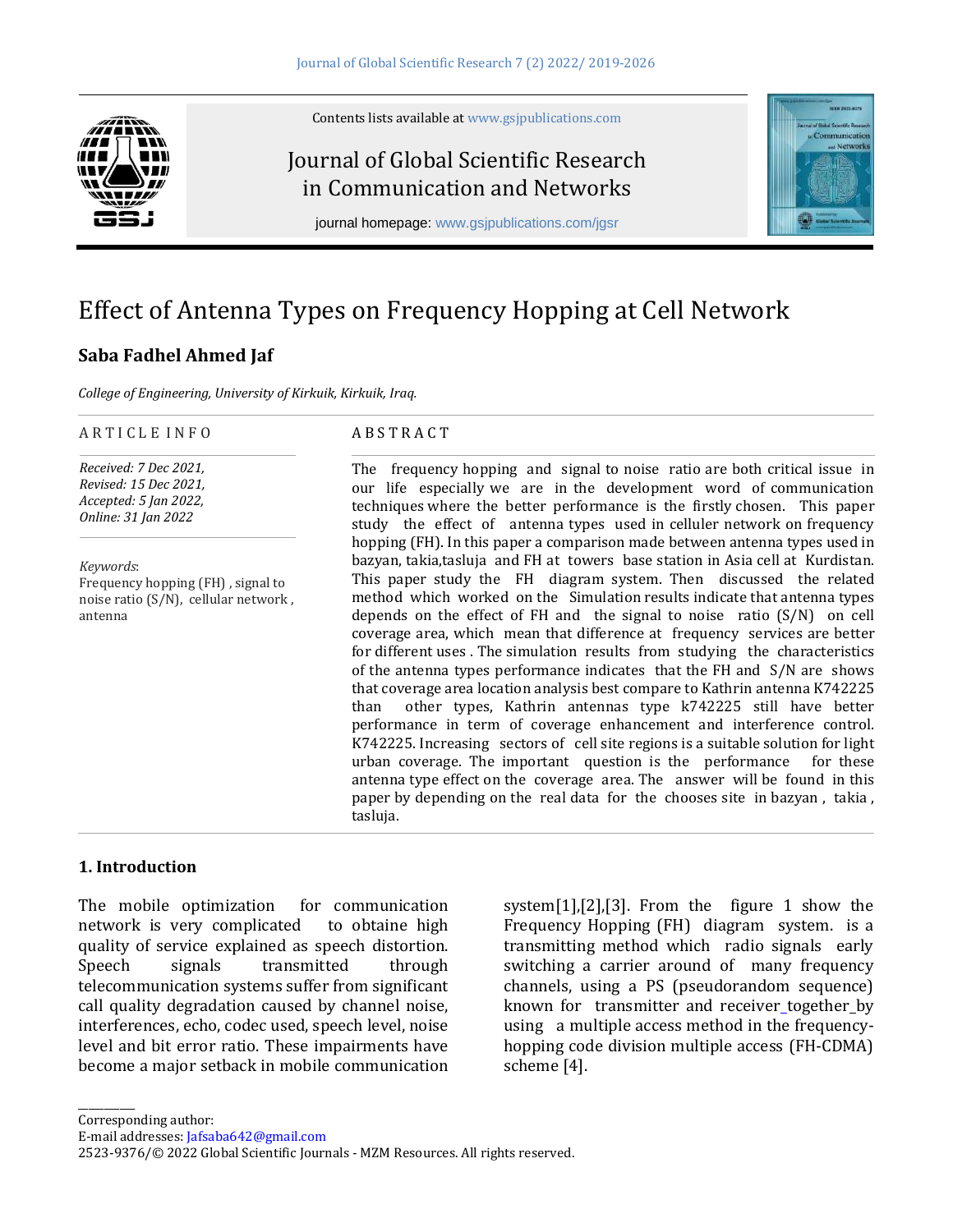Contents lists available at www.gsjpublications.com

Journal of Global Scientific Research in Communication and Networks

journal homepage: www.gsjpublications.com/jgsr

# Effect of Antenna Types on Frequency Hopping at Cell Network

**Saba Fadhel Ahmed Jaf**

*College of Engineering, University of Kirkuik, Kirkuik, Iraq.*

ARTICLE INFO

*Received: 7 Dec 2021,*
*Revised: 15 Dec 2021,*
*Accepted: 5 Jan 2022,*
*Online: 31 Jan 2022*

*Keywords*:
Frequency hopping (FH) , signal to noise ratio (S/N), cellular network , antenna

ABSTRACT

The frequency hopping and signal to noise ratio are both critical issue in our life especially we are in the development word of communication techniques where the better performance is the firstly chosen. This paper study the effect of antenna types used in celluler network on frequency hopping (FH). In this paper a comparison made between antenna types used in bazyan, takia,tasluja and FH at towers base station in Asia cell at Kurdistan. This paper study the FH diagram system. Then discussed the related method which worked on the Simulation results indicate that antenna types depends on the effect of FH and the signal to noise ratio (S/N) on cell coverage area, which mean that difference at frequency services are better for different uses . The simulation results from studying the characteristics of the antenna types performance indicates that the FH and S/N are shows that coverage area location analysis best compare to Kathrin antenna K742225 than other types, Kathrin antennas type k742225 still have better performance in term of coverage enhancement and interference control. K742225. Increasing sectors of cell site regions is a suitable solution for light urban coverage. The important question is the performance for these antenna type effect on the coverage area. The answer will be found in this paper by depending on the real data for the chooses site in bazyan , takia , tasluja.

## 1. Introduction

The mobile optimization for communication network is very complicated to obtaine high quality of service explained as speech distortion. Speech signals transmitted through telecommunication systems suffer from significant call quality degradation caused by channel noise, interferences, echo, codec used, speech level, noise level and bit error ratio. These impairments have become a major setback in mobile communication system[1],[2],[3]. From the figure 1 show the Frequency Hopping (FH) diagram system. is a transmitting method which radio signals early switching a carrier around of many frequency channels, using a PS (pseudorandom sequence) known for transmitter and receiver_together_by using a multiple access method in the frequency-hopping code division multiple access (FH-CDMA) scheme [4].

Corresponding author:
E-mail addresses: Jafsaba642@gmail.com
2523-9376/© 2022 Global Scientific Journals - MZM Resources. All rights reserved.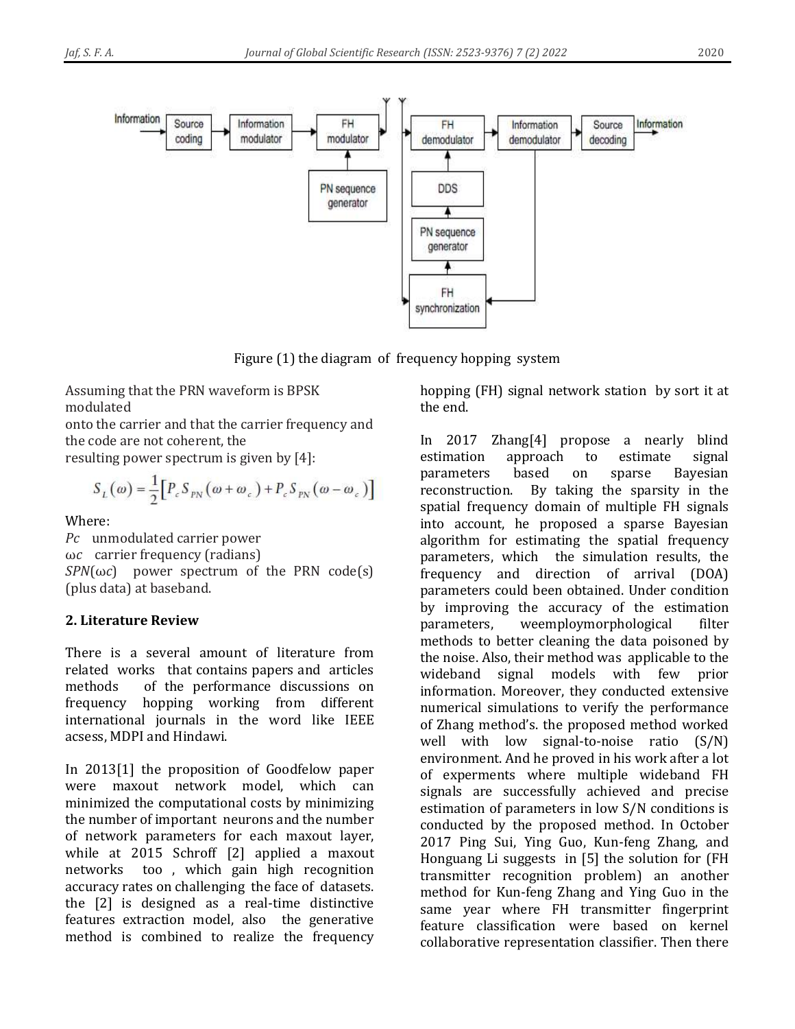Figure (1) the diagram of frequency hopping system

Assuming that the PRN waveform is BPSK modulated
onto the carrier and that the carrier frequency and the code are not coherent, the
resulting power spectrum is given by [4]:

$$S_L(\omega) = \frac{1}{2}\left[P_c S_{PN}(\omega + \omega_c) + P_c S_{PN}(\omega - \omega_c)\right]$$

Where:

*Pc* unmodulated carrier power
ω*c* carrier frequency (radians)
*SPN*(ω*c*) power spectrum of the PRN code(s) (plus data) at baseband.

## 2. Literature Review

There is a several amount of literature from related works that contains papers and articles methods of the performance discussions on frequency hopping working from different international journals in the word like IEEE acsess, MDPI and Hindawi.

In 2013[1] the proposition of Goodfelow paper were maxout network model, which can minimized the computational costs by minimizing the number of important neurons and the number of network parameters for each maxout layer, while at 2015 Schroff [2] applied a maxout networks too , which gain high recognition accuracy rates on challenging the face of datasets. the [2] is designed as a real-time distinctive features extraction model, also the generative method is combined to realize the frequency hopping (FH) signal network station by sort it at the end.

In 2017 Zhang[4] propose a nearly blind estimation approach to estimate signal parameters based on sparse Bayesian reconstruction. By taking the sparsity in the spatial frequency domain of multiple FH signals into account, he proposed a sparse Bayesian algorithm for estimating the spatial frequency parameters, which the simulation results, the frequency and direction of arrival (DOA) parameters could been obtained. Under condition by improving the accuracy of the estimation parameters, weemploymorphological filter methods to better cleaning the data poisoned by the noise. Also, their method was applicable to the wideband signal models with few prior information. Moreover, they conducted extensive numerical simulations to verify the performance of Zhang method's. the proposed method worked well with low signal-to-noise ratio (S/N) environment. And he proved in his work after a lot of experments where multiple wideband FH signals are successfully achieved and precise estimation of parameters in low S/N conditions is conducted by the proposed method. In October 2017 Ping Sui, Ying Guo, Kun-feng Zhang, and Honguang Li suggests in [5] the solution for (FH transmitter recognition problem) an another method for Kun-feng Zhang and Ying Guo in the same year where FH transmitter fingerprint feature classification were based on kernel collaborative representation classifier. Then there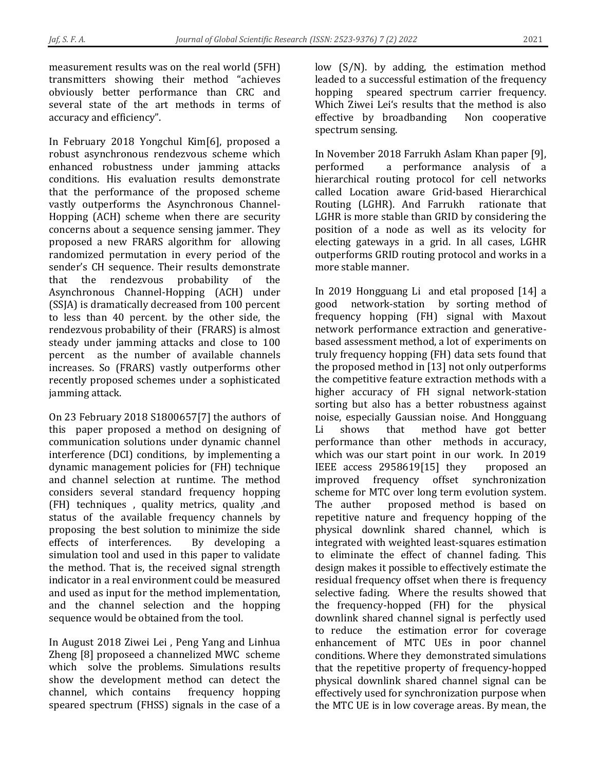measurement results was on the real world (5FH) transmitters showing their method “achieves obviously better performance than CRC and several state of the art methods in terms of accuracy and efficiency”.

In February 2018 Yongchul Kim[6], proposed a robust asynchronous rendezvous scheme which enhanced robustness under jamming attacks conditions. His evaluation results demonstrate that the performance of the proposed scheme vastly outperforms the Asynchronous Channel-Hopping (ACH) scheme when there are security concerns about a sequence sensing jammer. They proposed a new FRARS algorithm for allowing randomized permutation in every period of the sender's CH sequence. Their results demonstrate that the rendezvous probability of the Asynchronous Channel-Hopping (ACH) under (SSJA) is dramatically decreased from 100 percent to less than 40 percent. by the other side, the rendezvous probability of their (FRARS) is almost steady under jamming attacks and close to 100 percent as the number of available channels increases. So (FRARS) vastly outperforms other recently proposed schemes under a sophisticated jamming attack.

On 23 February 2018 S1800657[7] the authors of this paper proposed a method on designing of communication solutions under dynamic channel interference (DCI) conditions, by implementing a dynamic management policies for (FH) technique and channel selection at runtime. The method considers several standard frequency hopping (FH) techniques , quality metrics, quality ,and status of the available frequency channels by proposing the best solution to minimize the side effects of interferences. By developing a simulation tool and used in this paper to validate the method. That is, the received signal strength indicator in a real environment could be measured and used as input for the method implementation, and the channel selection and the hopping sequence would be obtained from the tool.

In August 2018 Ziwei Lei , Peng Yang and Linhua Zheng [8] proposeed a channelized MWC scheme which solve the problems. Simulations results show the development method can detect the channel, which contains frequency hopping speared spectrum (FHSS) signals in the case of a low (S/N). by adding, the estimation method leaded to a successful estimation of the frequency hopping speared spectrum carrier frequency. Which Ziwei Lei's results that the method is also effective by broadbanding Non cooperative spectrum sensing.

In November 2018 Farrukh Aslam Khan paper [9], performed a performance analysis of a hierarchical routing protocol for cell networks called Location aware Grid-based Hierarchical Routing (LGHR). And Farrukh rationate that LGHR is more stable than GRID by considering the position of a node as well as its velocity for electing gateways in a grid. In all cases, LGHR outperforms GRID routing protocol and works in a more stable manner.

In 2019 Hongguang Li and etal proposed [14] a good network-station by sorting method of frequency hopping (FH) signal with Maxout network performance extraction and generative-based assessment method, a lot of experiments on truly frequency hopping (FH) data sets found that the proposed method in [13] not only outperforms the competitive feature extraction methods with a higher accuracy of FH signal network-station sorting but also has a better robustness against noise, especially Gaussian noise. And Hongguang Li shows that method have got better performance than other methods in accuracy, which was our start point in our work. In 2019 IEEE access 2958619[15] they proposed an improved frequency offset synchronization scheme for MTC over long term evolution system. The auther proposed method is based on repetitive nature and frequency hopping of the physical downlink shared channel, which is integrated with weighted least-squares estimation to eliminate the effect of channel fading. This design makes it possible to effectively estimate the residual frequency offset when there is frequency selective fading. Where the results showed that the frequency-hopped (FH) for the physical downlink shared channel signal is perfectly used to reduce the estimation error for coverage enhancement of MTC UEs in poor channel conditions. Where they demonstrated simulations that the repetitive property of frequency-hopped physical downlink shared channel signal can be effectively used for synchronization purpose when the MTC UE is in low coverage areas. By mean, the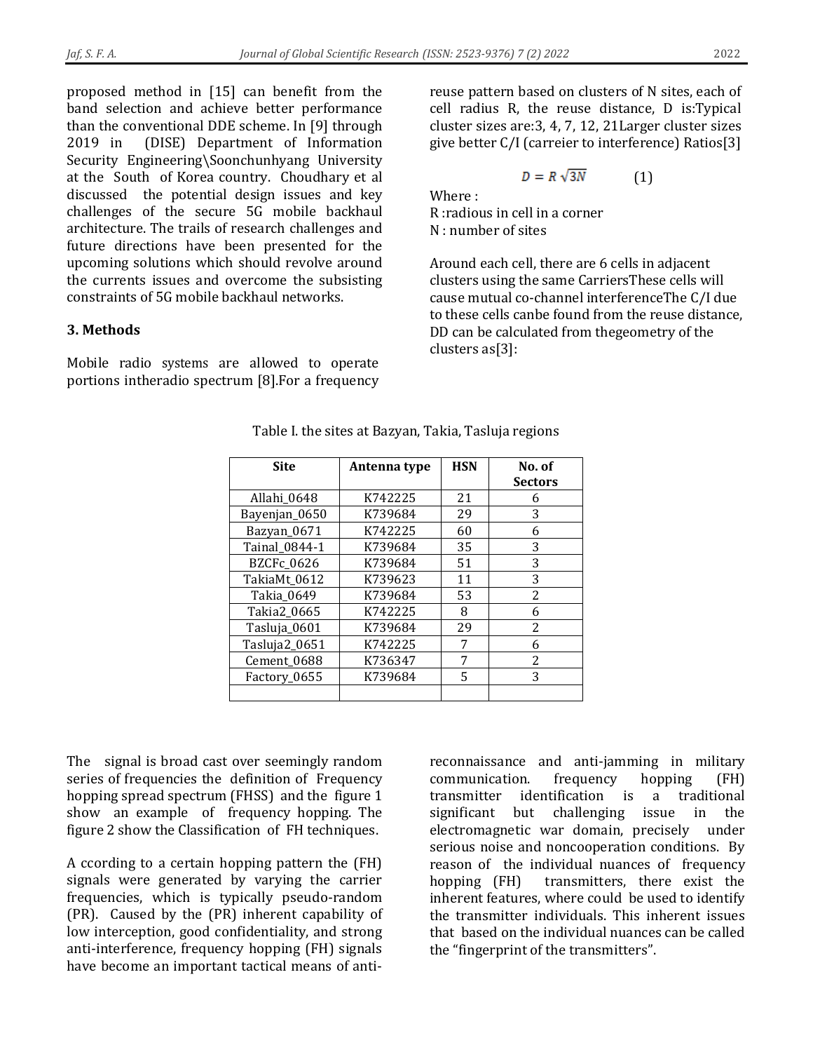proposed method in [15] can benefit from the band selection and achieve better performance than the conventional DDE scheme. In [9] through 2019 in (DISE) Department of Information Security Engineering\Soonchunhyang University at the South of Korea country. Choudhary et al discussed the potential design issues and key challenges of the secure 5G mobile backhaul architecture. The trails of research challenges and future directions have been presented for the upcoming solutions which should revolve around the currents issues and overcome the subsisting constraints of 5G mobile backhaul networks.

## 3. Methods

Mobile radio systems are allowed to operate portions intheradio spectrum [8].For a frequency reuse pattern based on clusters of N sites, each of cell radius R, the reuse distance, D is:Typical cluster sizes are:3, 4, 7, 12, 21Larger cluster sizes give better C/I (carreier to interference) Ratios[3]

$$D = R\sqrt{3N} \qquad (1)$$

Where :
R :radious in cell in a corner
N : number of sites

Around each cell, there are 6 cells in adjacent clusters using the same CarriersThese cells will cause mutual co-channel interferenceThe C/I due to these cells canbe found from the reuse distance, DD can be calculated from thegeometry of the clusters as[3]:

Table I. the sites at Bazyan, Takia, Tasluja regions

| Site | Antenna type | HSN | No. of Sectors |
|---|---|---|---|
| Allahi_0648 | K742225 | 21 | 6 |
| Bayenjan_0650 | K739684 | 29 | 3 |
| Bazyan_0671 | K742225 | 60 | 6 |
| Tainal_0844-1 | K739684 | 35 | 3 |
| BZCFc_0626 | K739684 | 51 | 3 |
| TakiaMt_0612 | K739623 | 11 | 3 |
| Takia_0649 | K739684 | 53 | 2 |
| Takia2_0665 | K742225 | 8 | 6 |
| Tasluja_0601 | K739684 | 29 | 2 |
| Tasluja2_0651 | K742225 | 7 | 6 |
| Cement_0688 | K736347 | 7 | 2 |
| Factory_0655 | K739684 | 5 | 3 |
| | | | |

The signal is broad cast over seemingly random series of frequencies the definition of Frequency hopping spread spectrum (FHSS) and the figure 1 show an example of frequency hopping. The figure 2 show the Classification of FH techniques.

A ccording to a certain hopping pattern the (FH) signals were generated by varying the carrier frequencies, which is typically pseudo-random (PR). Caused by the (PR) inherent capability of low interception, good confidentiality, and strong anti-interference, frequency hopping (FH) signals have become an important tactical means of anti-reconnaissance and anti-jamming in military communication. frequency hopping (FH) transmitter identification is a traditional significant but challenging issue in the electromagnetic war domain, precisely under serious noise and noncooperation conditions. By reason of the individual nuances of frequency hopping (FH) transmitters, there exist the inherent features, where could be used to identify the transmitter individuals. This inherent issues that based on the individual nuances can be called the "fingerprint of the transmitters".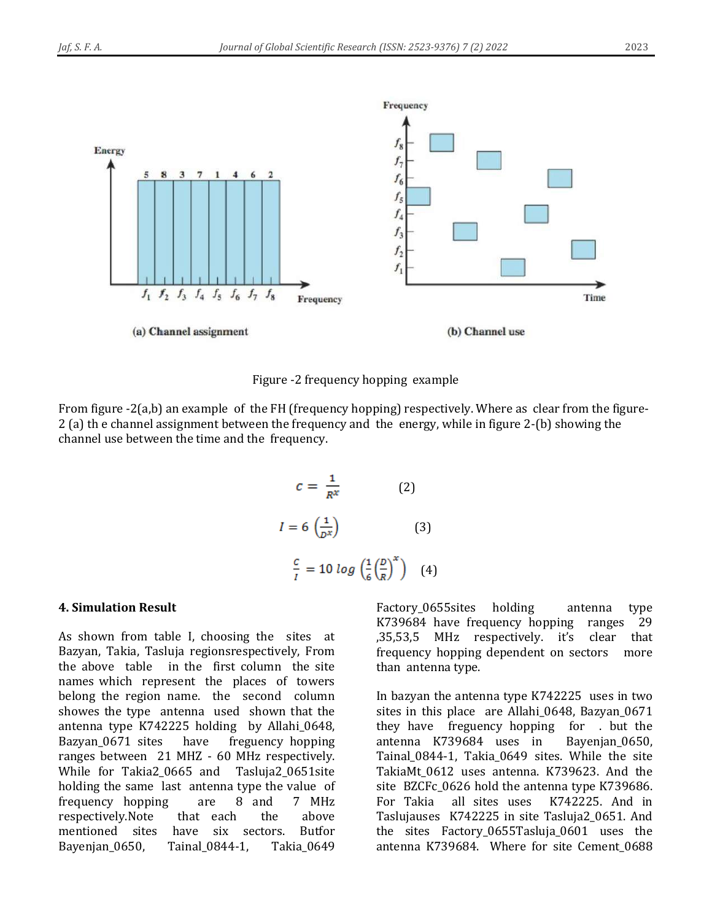Figure -2 frequency hopping example

From figure -2(a,b) an example of the FH (frequency hopping) respectively. Where as clear from the figure-2 (a) th e channel assignment between the frequency and the energy, while in figure 2-(b) showing the channel use between the time and the frequency.

$$c = \frac{1}{R^x} \qquad (2)$$

$$I = 6\left(\frac{1}{D^x}\right) \qquad (3)$$

$$\frac{c}{I} = 10\ log\left(\frac{1}{6}\left(\frac{D}{R}\right)^x\right) \qquad (4)$$

### 4. Simulation Result

As shown from table I, choosing the sites at Bazyan, Takia, Tasluja regionsrespectively, From the above table in the first column the site names which represent the places of towers belong the region name. the second column showes the type antenna used shown that the antenna type K742225 holding by Allahi_0648, Bazyan_0671 sites have freguency hopping ranges between 21 MHZ - 60 MHz respectively. While for Takia2_0665 and Tasluja2_0651site holding the same last antenna type the value of frequency hopping are 8 and 7 MHz respectively.Note that each the above mentioned sites have six sectors. Butfor Bayenjan_0650, Tainal_0844-1, Takia_0649 Factory_0655sites holding antenna type K739684 have frequency hopping ranges 29 ,35,53,5 MHz respectively. it's clear that frequency hopping dependent on sectors more than antenna type.

In bazyan the antenna type K742225 uses in two sites in this place are Allahi_0648, Bazyan_0671 they have freguency hopping for . but the antenna K739684 uses in Bayenjan_0650, Tainal_0844-1, Takia_0649 sites. While the site TakiaMt_0612 uses antenna. K739623. And the site BZCFc_0626 hold the antenna type K739686. For Takia all sites uses K742225. And in Taslujauses K742225 in site Tasluja2_0651. And the sites Factory_0655Tasluja_0601 uses the antenna K739684. Where for site Cement_0688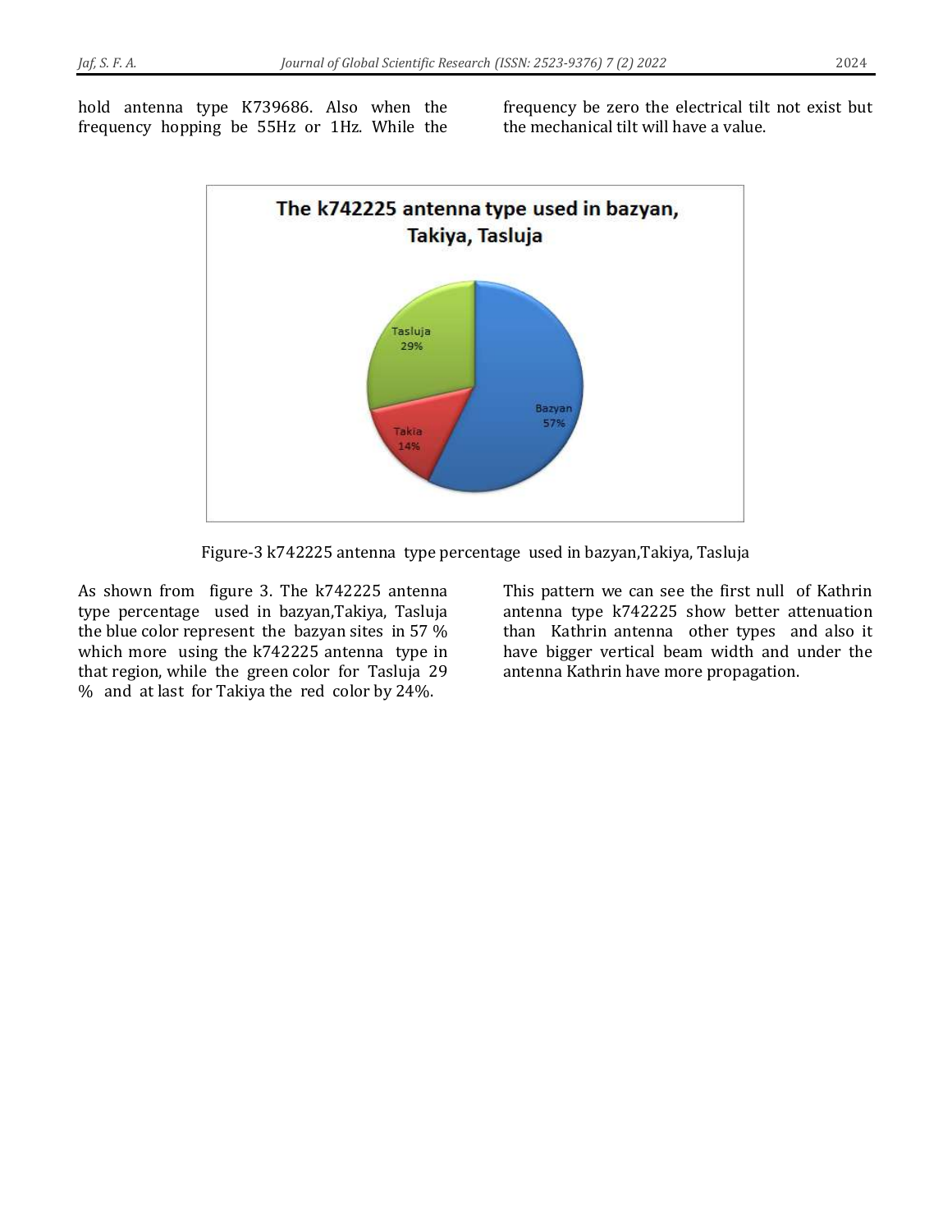hold antenna type K739686. Also when the frequency hopping be 55Hz or 1Hz. While the frequency be zero the electrical tilt not exist but the mechanical tilt will have a value.

Figure-3 k742225 antenna type percentage used in bazyan,Takiya, Tasluja

As shown from figure 3. The k742225 antenna type percentage used in bazyan,Takiya, Tasluja the blue color represent the bazyan sites in 57 % which more using the k742225 antenna type in that region, while the green color for Tasluja 29 % and at last for Takiya the red color by 24%.

This pattern we can see the first null of Kathrin antenna type k742225 show better attenuation than Kathrin antenna other types and also it have bigger vertical beam width and under the antenna Kathrin have more propagation.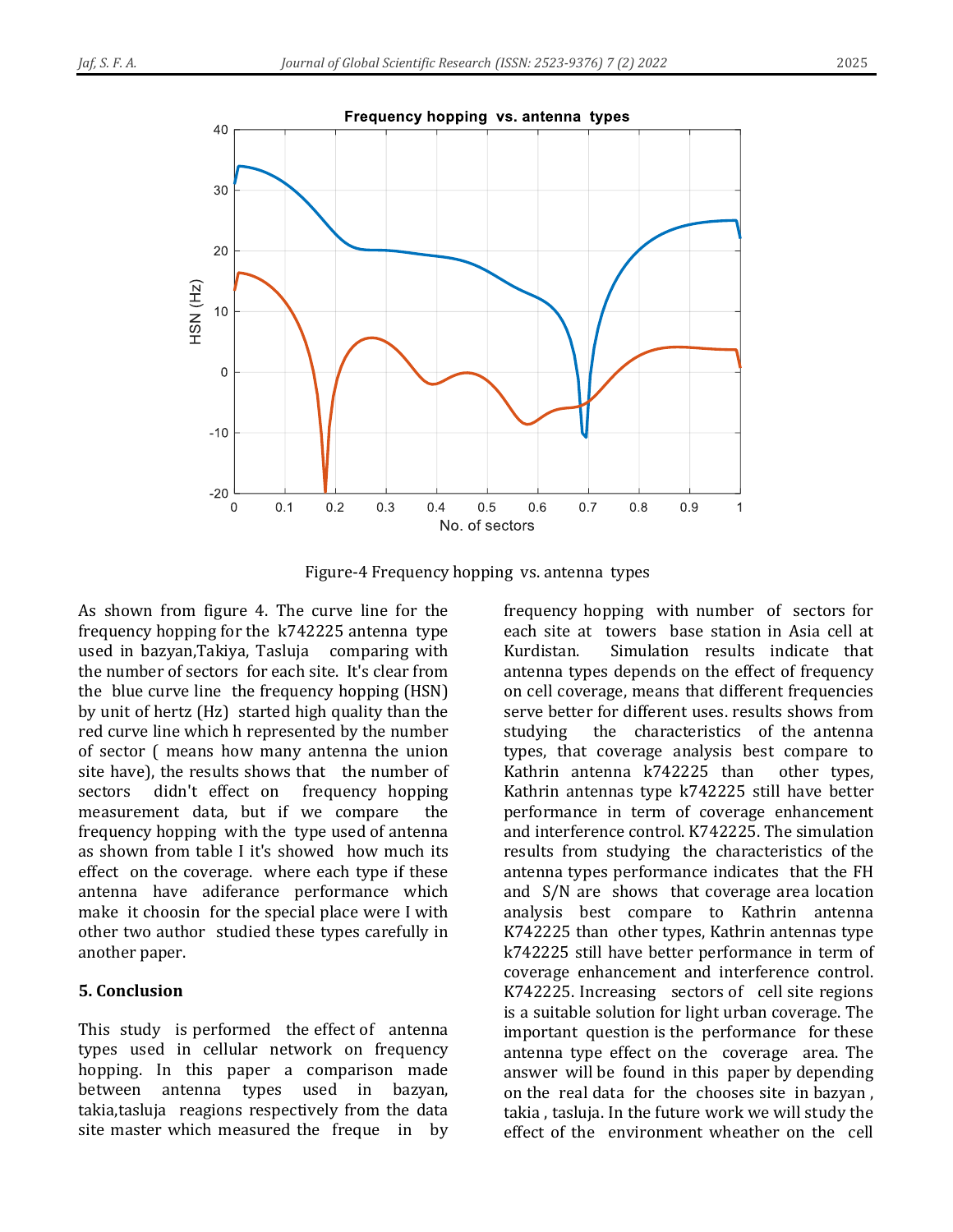Figure-4 Frequency hopping vs. antenna types

As shown from figure 4. The curve line for the frequency hopping for the k742225 antenna type used in bazyan,Takiya, Tasluja comparing with the number of sectors for each site. It's clear from the blue curve line the frequency hopping (HSN) by unit of hertz (Hz) started high quality than the red curve line which h represented by the number of sector ( means how many antenna the union site have), the results shows that the number of sectors didn't effect on frequency hopping measurement data, but if we compare the frequency hopping with the type used of antenna as shown from table I it's showed how much its effect on the coverage. where each type if these antenna have adiferance performance which make it choosin for the special place were I with other two author studied these types carefully in another paper.

## 5. Conclusion

This study is performed the effect of antenna types used in cellular network on frequency hopping. In this paper a comparison made between antenna types used in bazyan, takia,tasluja reagions respectively from the data site master which measured the freque in by frequency hopping with number of sectors for each site at towers base station in Asia cell at Kurdistan. Simulation results indicate that antenna types depends on the effect of frequency on cell coverage, means that different frequencies serve better for different uses. results shows from studying the characteristics of the antenna types, that coverage analysis best compare to Kathrin antenna k742225 than other types, Kathrin antennas type k742225 still have better performance in term of coverage enhancement and interference control. K742225. The simulation results from studying the characteristics of the antenna types performance indicates that the FH and S/N are shows that coverage area location analysis best compare to Kathrin antenna K742225 than other types, Kathrin antennas type k742225 still have better performance in term of coverage enhancement and interference control. K742225. Increasing sectors of cell site regions is a suitable solution for light urban coverage. The important question is the performance for these antenna type effect on the coverage area. The answer will be found in this paper by depending on the real data for the chooses site in bazyan , takia , tasluja. In the future work we will study the effect of the environment wheather on the cell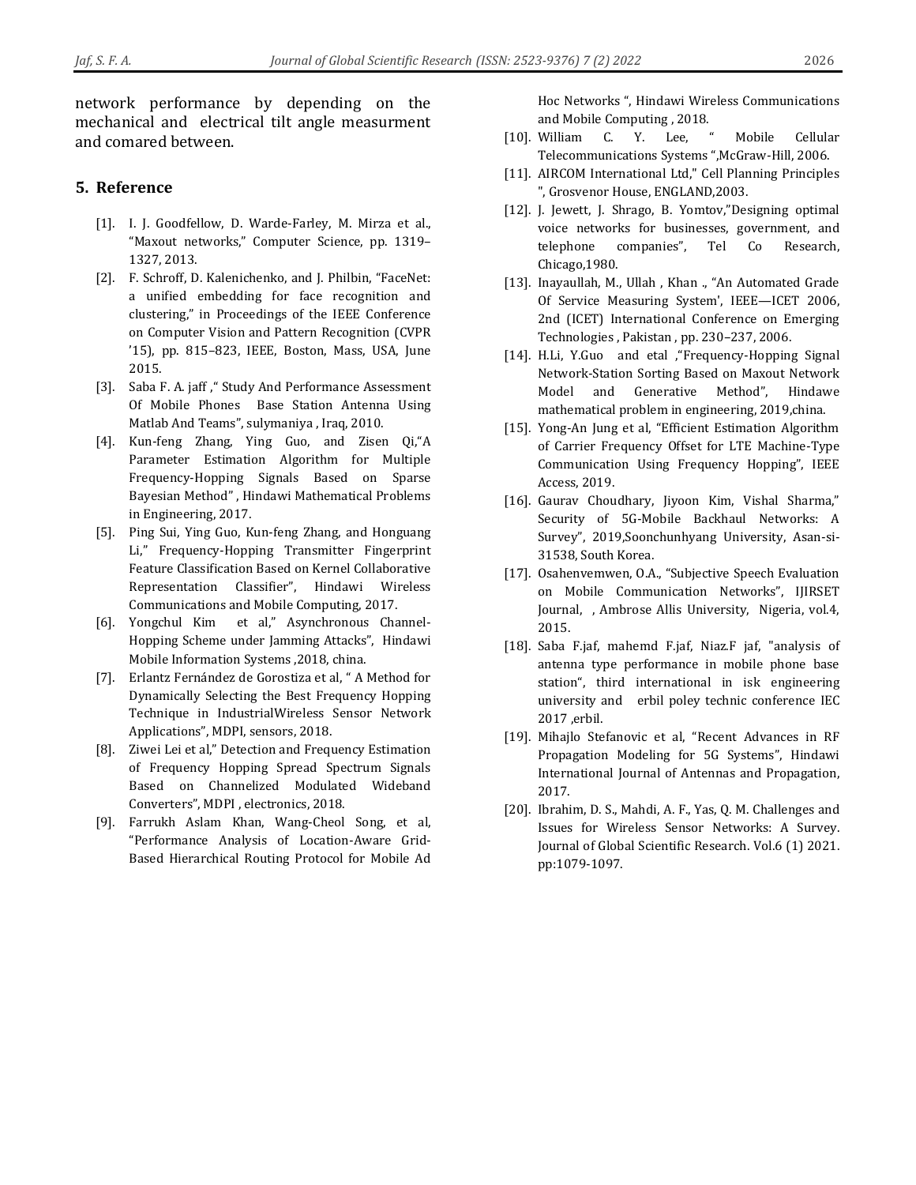network performance by depending on the mechanical and electrical tilt angle measurment and comared between.

## 5. Reference

[1]. I. J. Goodfellow, D. Warde-Farley, M. Mirza et al., "Maxout networks," Computer Science, pp. 1319–1327, 2013.

[2]. F. Schroff, D. Kalenichenko, and J. Philbin, "FaceNet: a unified embedding for face recognition and clustering," in Proceedings of the IEEE Conference on Computer Vision and Pattern Recognition (CVPR '15), pp. 815–823, IEEE, Boston, Mass, USA, June 2015.

[3]. Saba F. A. jaff ," Study And Performance Assessment Of Mobile Phones Base Station Antenna Using Matlab And Teams", sulymaniya , Iraq, 2010.

[4]. Kun-feng Zhang, Ying Guo, and Zisen Qi,"A Parameter Estimation Algorithm for Multiple Frequency-Hopping Signals Based on Sparse Bayesian Method" , Hindawi Mathematical Problems in Engineering, 2017.

[5]. Ping Sui, Ying Guo, Kun-feng Zhang, and Honguang Li," Frequency-Hopping Transmitter Fingerprint Feature Classification Based on Kernel Collaborative Representation Classifier", Hindawi Wireless Communications and Mobile Computing, 2017.

[6]. Yongchul Kim et al," Asynchronous Channel-Hopping Scheme under Jamming Attacks", Hindawi Mobile Information Systems ,2018, china.

[7]. Erlantz Fernández de Gorostiza et al, " A Method for Dynamically Selecting the Best Frequency Hopping Technique in IndustrialWireless Sensor Network Applications", MDPI, sensors, 2018.

[8]. Ziwei Lei et al," Detection and Frequency Estimation of Frequency Hopping Spread Spectrum Signals Based on Channelized Modulated Wideband Converters", MDPI , electronics, 2018.

[9]. Farrukh Aslam Khan, Wang-Cheol Song, et al, "Performance Analysis of Location-Aware Grid-Based Hierarchical Routing Protocol for Mobile Ad Hoc Networks ", Hindawi Wireless Communications and Mobile Computing , 2018.

[10]. William C. Y. Lee, " Mobile Cellular Telecommunications Systems ",McGraw-Hill, 2006.

[11]. AIRCOM International Ltd," Cell Planning Principles ", Grosvenor House, ENGLAND,2003.

[12]. J. Jewett, J. Shrago, B. Yomtov,"Designing optimal voice networks for businesses, government, and telephone companies", Tel Co Research, Chicago,1980.

[13]. Inayaullah, M., Ullah , Khan ., "An Automated Grade Of Service Measuring System', IEEE—ICET 2006, 2nd (ICET) International Conference on Emerging Technologies , Pakistan , pp. 230–237, 2006.

[14]. H.Li, Y.Guo and etal ,"Frequency-Hopping Signal Network-Station Sorting Based on Maxout Network Model and Generative Method", Hindawe mathematical problem in engineering, 2019,china.

[15]. Yong-An Jung et al, "Efficient Estimation Algorithm of Carrier Frequency Offset for LTE Machine-Type Communication Using Frequency Hopping", IEEE Access, 2019.

[16]. Gaurav Choudhary, Jiyoon Kim, Vishal Sharma," Security of 5G-Mobile Backhaul Networks: A Survey", 2019,Soonchunhyang University, Asan-si-31538, South Korea.

[17]. Osahenvemwen, O.A., "Subjective Speech Evaluation on Mobile Communication Networks", IJIRSET Journal, , Ambrose Allis University, Nigeria, vol.4, 2015.

[18]. Saba F.jaf, mahemd F.jaf, Niaz.F jaf, "analysis of antenna type performance in mobile phone base station", third international in isk engineering university and erbil poley technic conference IEC 2017 ,erbil.

[19]. Mihajlo Stefanovic et al, "Recent Advances in RF Propagation Modeling for 5G Systems", Hindawi International Journal of Antennas and Propagation, 2017.

[20]. Ibrahim, D. S., Mahdi, A. F., Yas, Q. M. Challenges and Issues for Wireless Sensor Networks: A Survey. Journal of Global Scientific Research. Vol.6 (1) 2021. pp:1079-1097.